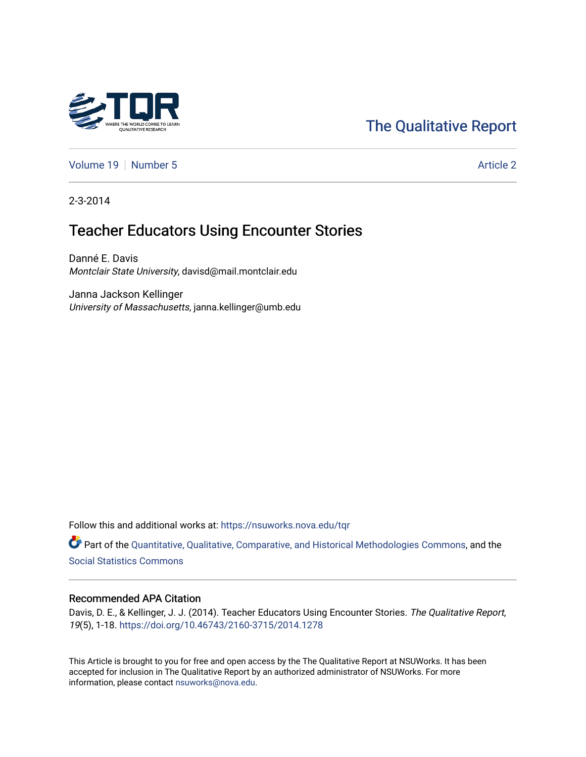The Qualitative Report

Volume 19 | Number 5 | Article 2

2-3-2014

# Teacher Educators Using Encounter Stories

Danné E. Davis
*Montclair State University*, davisd@mail.montclair.edu

Janna Jackson Kellinger
*University of Massachusetts*, janna.kellinger@umb.edu

Follow this and additional works at: https://nsuworks.nova.edu/tqr

Part of the Quantitative, Qualitative, Comparative, and Historical Methodologies Commons, and the Social Statistics Commons

## Recommended APA Citation

Davis, D. E., & Kellinger, J. J. (2014). Teacher Educators Using Encounter Stories. *The Qualitative Report*, *19*(5), 1-18. https://doi.org/10.46743/2160-3715/2014.1278

This Article is brought to you for free and open access by the The Qualitative Report at NSUWorks. It has been accepted for inclusion in The Qualitative Report by an authorized administrator of NSUWorks. For more information, please contact nsuworks@nova.edu.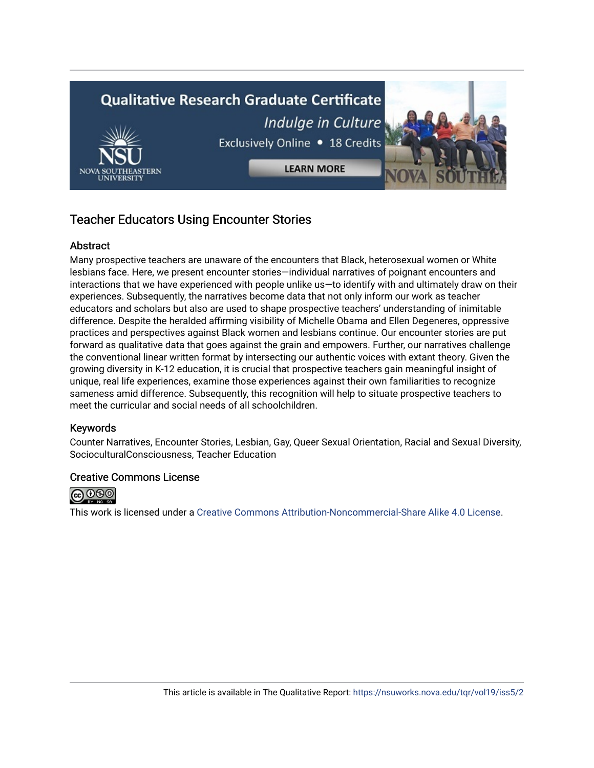# Teacher Educators Using Encounter Stories

## Abstract

Many prospective teachers are unaware of the encounters that Black, heterosexual women or White lesbians face. Here, we present encounter stories—individual narratives of poignant encounters and interactions that we have experienced with people unlike us—to identify with and ultimately draw on their experiences. Subsequently, the narratives become data that not only inform our work as teacher educators and scholars but also are used to shape prospective teachers' understanding of inimitable difference. Despite the heralded affirming visibility of Michelle Obama and Ellen Degeneres, oppressive practices and perspectives against Black women and lesbians continue. Our encounter stories are put forward as qualitative data that goes against the grain and empowers. Further, our narratives challenge the conventional linear written format by intersecting our authentic voices with extant theory. Given the growing diversity in K-12 education, it is crucial that prospective teachers gain meaningful insight of unique, real life experiences, examine those experiences against their own familiarities to recognize sameness amid difference. Subsequently, this recognition will help to situate prospective teachers to meet the curricular and social needs of all schoolchildren.

## Keywords

Counter Narratives, Encounter Stories, Lesbian, Gay, Queer Sexual Orientation, Racial and Sexual Diversity, SocioculturalConsciousness, Teacher Education

## Creative Commons License

This work is licensed under a Creative Commons Attribution-Noncommercial-Share Alike 4.0 License.

This article is available in The Qualitative Report: https://nsuworks.nova.edu/tqr/vol19/iss5/2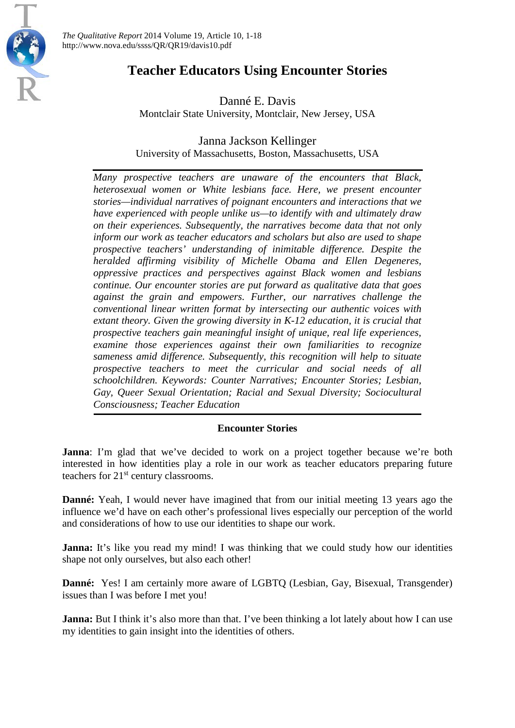# Teacher Educators Using Encounter Stories

Danné E. Davis
Montclair State University, Montclair, New Jersey, USA

Janna Jackson Kellinger
University of Massachusetts, Boston, Massachusetts, USA

*Many prospective teachers are unaware of the encounters that Black, heterosexual women or White lesbians face. Here, we present encounter stories—individual narratives of poignant encounters and interactions that we have experienced with people unlike us—to identify with and ultimately draw on their experiences. Subsequently, the narratives become data that not only inform our work as teacher educators and scholars but also are used to shape prospective teachers' understanding of inimitable difference. Despite the heralded affirming visibility of Michelle Obama and Ellen Degeneres, oppressive practices and perspectives against Black women and lesbians continue. Our encounter stories are put forward as qualitative data that goes against the grain and empowers. Further, our narratives challenge the conventional linear written format by intersecting our authentic voices with extant theory. Given the growing diversity in K-12 education, it is crucial that prospective teachers gain meaningful insight of unique, real life experiences, examine those experiences against their own familiarities to recognize sameness amid difference. Subsequently, this recognition will help to situate prospective teachers to meet the curricular and social needs of all schoolchildren. Keywords: Counter Narratives; Encounter Stories; Lesbian, Gay, Queer Sexual Orientation; Racial and Sexual Diversity; Sociocultural Consciousness; Teacher Education*

## Encounter Stories

**Janna**: I'm glad that we've decided to work on a project together because we're both interested in how identities play a role in our work as teacher educators preparing future teachers for 21st century classrooms.

**Danné:** Yeah, I would never have imagined that from our initial meeting 13 years ago the influence we'd have on each other's professional lives especially our perception of the world and considerations of how to use our identities to shape our work.

**Janna:** It's like you read my mind! I was thinking that we could study how our identities shape not only ourselves, but also each other!

**Danné:** Yes! I am certainly more aware of LGBTQ (Lesbian, Gay, Bisexual, Transgender) issues than I was before I met you!

**Janna:** But I think it's also more than that. I've been thinking a lot lately about how I can use my identities to gain insight into the identities of others.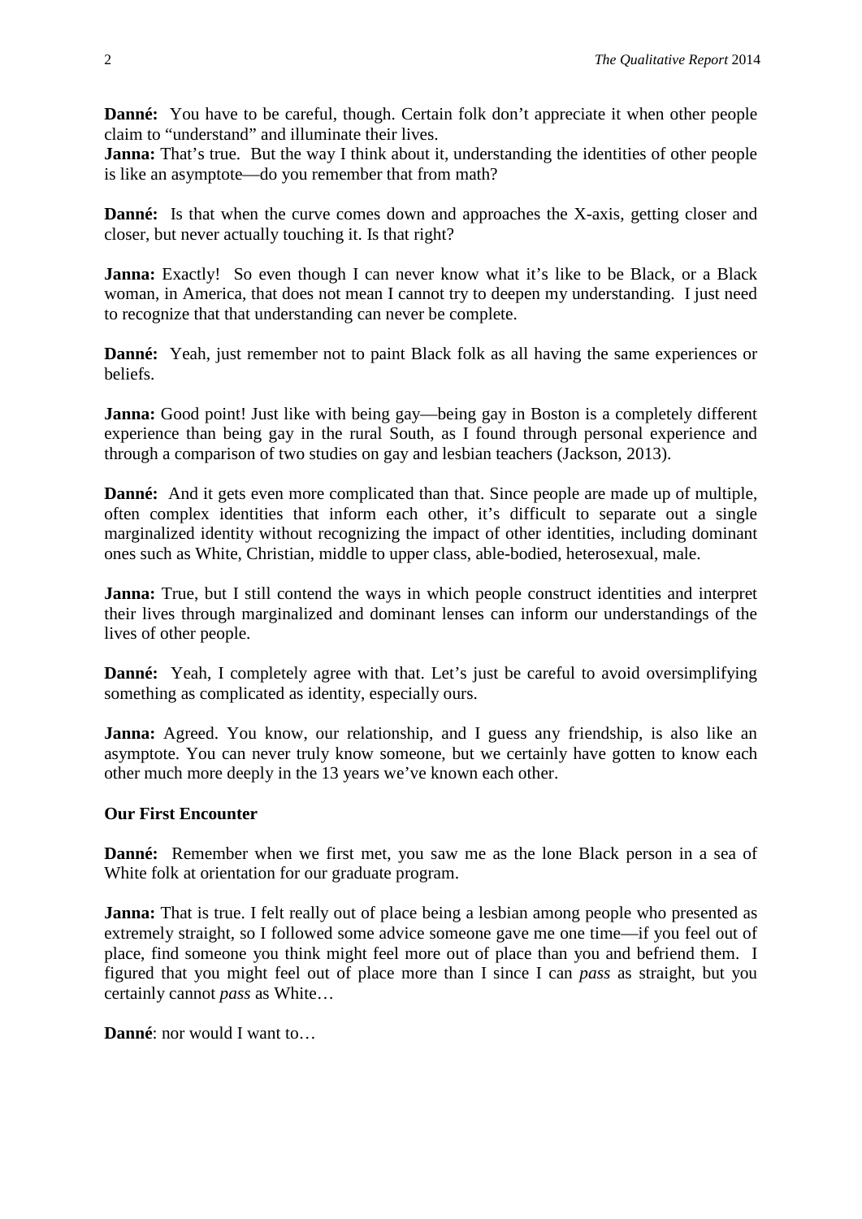**Danné:** You have to be careful, though. Certain folk don't appreciate it when other people claim to "understand" and illuminate their lives.

**Janna:** That's true. But the way I think about it, understanding the identities of other people is like an asymptote—do you remember that from math?

**Danné:** Is that when the curve comes down and approaches the X-axis, getting closer and closer, but never actually touching it. Is that right?

**Janna:** Exactly! So even though I can never know what it's like to be Black, or a Black woman, in America, that does not mean I cannot try to deepen my understanding. I just need to recognize that that understanding can never be complete.

**Danné:** Yeah, just remember not to paint Black folk as all having the same experiences or beliefs.

**Janna:** Good point! Just like with being gay—being gay in Boston is a completely different experience than being gay in the rural South, as I found through personal experience and through a comparison of two studies on gay and lesbian teachers (Jackson, 2013).

**Danné:** And it gets even more complicated than that. Since people are made up of multiple, often complex identities that inform each other, it's difficult to separate out a single marginalized identity without recognizing the impact of other identities, including dominant ones such as White, Christian, middle to upper class, able-bodied, heterosexual, male.

**Janna:** True, but I still contend the ways in which people construct identities and interpret their lives through marginalized and dominant lenses can inform our understandings of the lives of other people.

**Danné:** Yeah, I completely agree with that. Let's just be careful to avoid oversimplifying something as complicated as identity, especially ours.

**Janna:** Agreed. You know, our relationship, and I guess any friendship, is also like an asymptote. You can never truly know someone, but we certainly have gotten to know each other much more deeply in the 13 years we've known each other.

**Our First Encounter**

**Danné:** Remember when we first met, you saw me as the lone Black person in a sea of White folk at orientation for our graduate program.

**Janna:** That is true. I felt really out of place being a lesbian among people who presented as extremely straight, so I followed some advice someone gave me one time—if you feel out of place, find someone you think might feel more out of place than you and befriend them. I figured that you might feel out of place more than I since I can *pass* as straight, but you certainly cannot *pass* as White…

**Danné**: nor would I want to…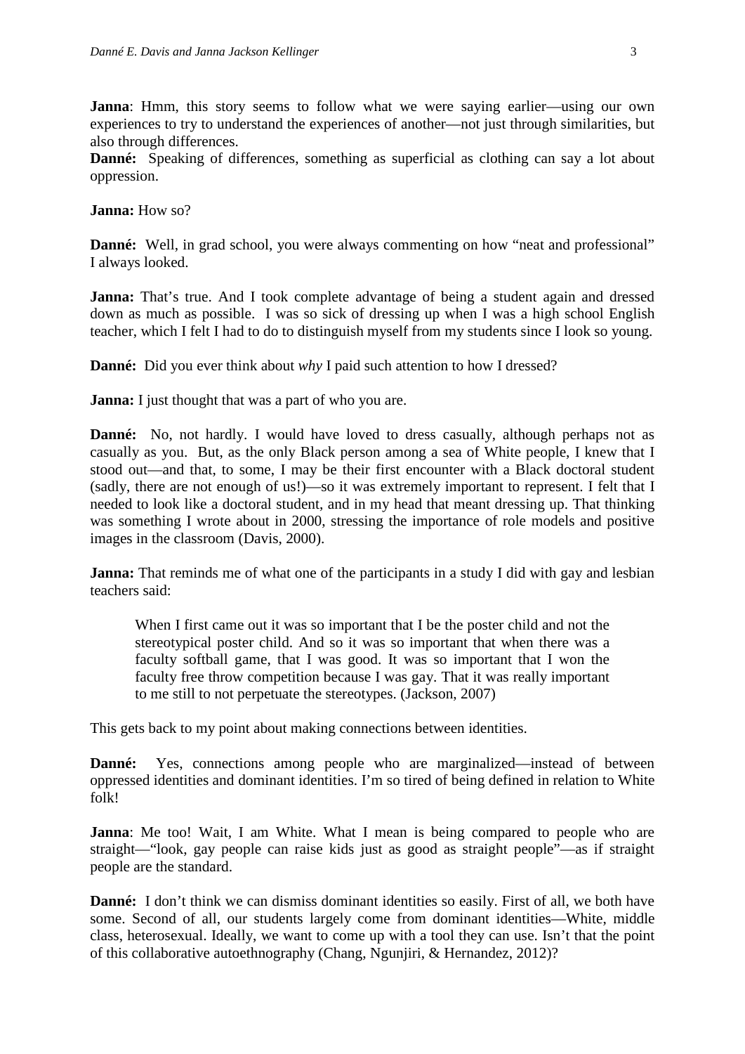**Janna**: Hmm, this story seems to follow what we were saying earlier—using our own experiences to try to understand the experiences of another—not just through similarities, but also through differences.
**Danné:** Speaking of differences, something as superficial as clothing can say a lot about oppression.

**Janna:** How so?

**Danné:** Well, in grad school, you were always commenting on how "neat and professional" I always looked.

**Janna:** That's true. And I took complete advantage of being a student again and dressed down as much as possible. I was so sick of dressing up when I was a high school English teacher, which I felt I had to do to distinguish myself from my students since I look so young.

**Danné:** Did you ever think about *why* I paid such attention to how I dressed?

**Janna:** I just thought that was a part of who you are.

**Danné:** No, not hardly. I would have loved to dress casually, although perhaps not as casually as you. But, as the only Black person among a sea of White people, I knew that I stood out—and that, to some, I may be their first encounter with a Black doctoral student (sadly, there are not enough of us!)—so it was extremely important to represent. I felt that I needed to look like a doctoral student, and in my head that meant dressing up. That thinking was something I wrote about in 2000, stressing the importance of role models and positive images in the classroom (Davis, 2000).

**Janna:** That reminds me of what one of the participants in a study I did with gay and lesbian teachers said:

> When I first came out it was so important that I be the poster child and not the stereotypical poster child. And so it was so important that when there was a faculty softball game, that I was good. It was so important that I won the faculty free throw competition because I was gay. That it was really important to me still to not perpetuate the stereotypes. (Jackson, 2007)

This gets back to my point about making connections between identities.

**Danné:** Yes, connections among people who are marginalized—instead of between oppressed identities and dominant identities. I'm so tired of being defined in relation to White folk!

**Janna**: Me too! Wait, I am White. What I mean is being compared to people who are straight—"look, gay people can raise kids just as good as straight people"—as if straight people are the standard.

**Danné:** I don't think we can dismiss dominant identities so easily. First of all, we both have some. Second of all, our students largely come from dominant identities—White, middle class, heterosexual. Ideally, we want to come up with a tool they can use. Isn't that the point of this collaborative autoethnography (Chang, Ngunjiri, & Hernandez, 2012)?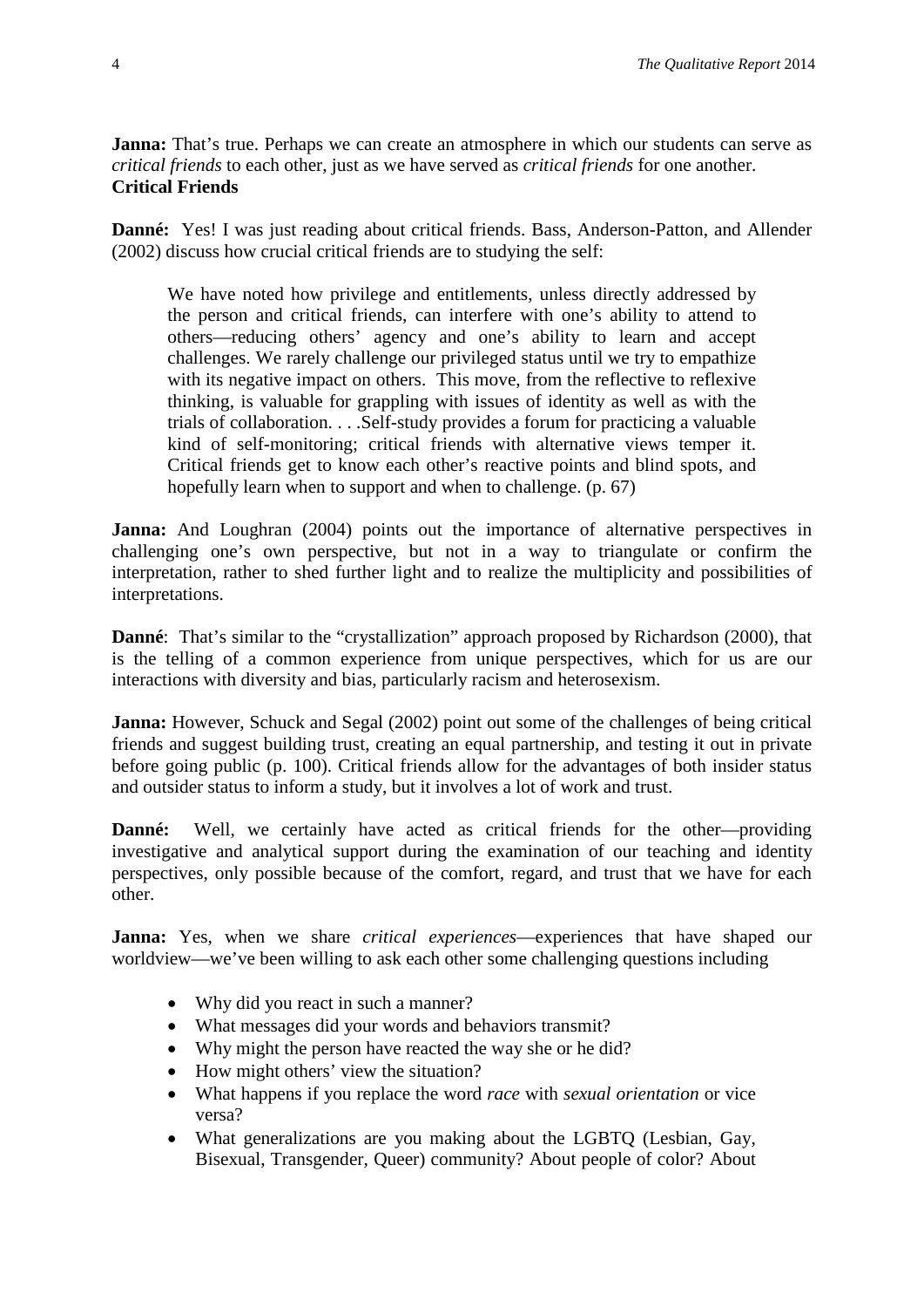**Janna:** That's true. Perhaps we can create an atmosphere in which our students can serve as *critical friends* to each other, just as we have served as *critical friends* for one another.

## Critical Friends

**Danné:** Yes! I was just reading about critical friends. Bass, Anderson-Patton, and Allender (2002) discuss how crucial critical friends are to studying the self:

> We have noted how privilege and entitlements, unless directly addressed by the person and critical friends, can interfere with one's ability to attend to others—reducing others' agency and one's ability to learn and accept challenges. We rarely challenge our privileged status until we try to empathize with its negative impact on others. This move, from the reflective to reflexive thinking, is valuable for grappling with issues of identity as well as with the trials of collaboration. . . .Self-study provides a forum for practicing a valuable kind of self-monitoring; critical friends with alternative views temper it. Critical friends get to know each other's reactive points and blind spots, and hopefully learn when to support and when to challenge. (p. 67)

**Janna:** And Loughran (2004) points out the importance of alternative perspectives in challenging one's own perspective, but not in a way to triangulate or confirm the interpretation, rather to shed further light and to realize the multiplicity and possibilities of interpretations.

**Danné**: That's similar to the "crystallization" approach proposed by Richardson (2000), that is the telling of a common experience from unique perspectives, which for us are our interactions with diversity and bias, particularly racism and heterosexism.

**Janna:** However, Schuck and Segal (2002) point out some of the challenges of being critical friends and suggest building trust, creating an equal partnership, and testing it out in private before going public (p. 100). Critical friends allow for the advantages of both insider status and outsider status to inform a study, but it involves a lot of work and trust.

**Danné:** Well, we certainly have acted as critical friends for the other—providing investigative and analytical support during the examination of our teaching and identity perspectives, only possible because of the comfort, regard, and trust that we have for each other.

**Janna:** Yes, when we share *critical experiences*—experiences that have shaped our worldview—we've been willing to ask each other some challenging questions including

- Why did you react in such a manner?
- What messages did your words and behaviors transmit?
- Why might the person have reacted the way she or he did?
- How might others' view the situation?
- What happens if you replace the word *race* with *sexual orientation* or vice versa?
- What generalizations are you making about the LGBTQ (Lesbian, Gay, Bisexual, Transgender, Queer) community? About people of color? About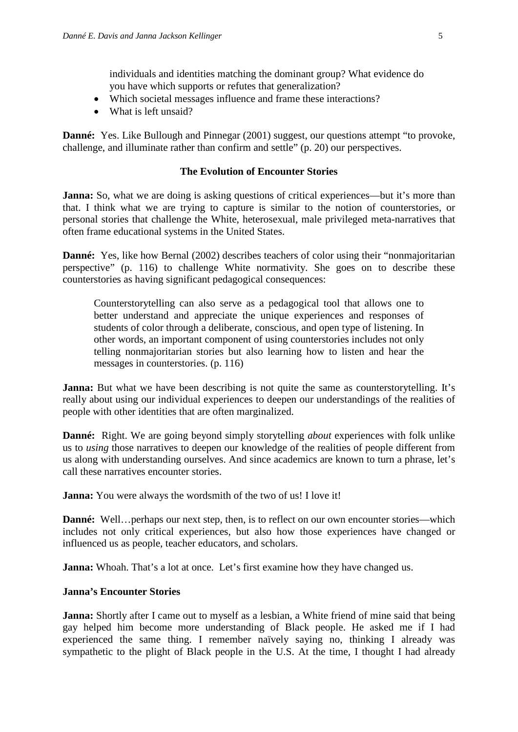individuals and identities matching the dominant group? What evidence do you have which supports or refutes that generalization?

- Which societal messages influence and frame these interactions?
- What is left unsaid?

**Danné:** Yes. Like Bullough and Pinnegar (2001) suggest, our questions attempt "to provoke, challenge, and illuminate rather than confirm and settle" (p. 20) our perspectives.

### The Evolution of Encounter Stories

**Janna:** So, what we are doing is asking questions of critical experiences—but it's more than that. I think what we are trying to capture is similar to the notion of counterstories, or personal stories that challenge the White, heterosexual, male privileged meta-narratives that often frame educational systems in the United States.

**Danné:** Yes, like how Bernal (2002) describes teachers of color using their "nonmajoritarian perspective" (p. 116) to challenge White normativity. She goes on to describe these counterstories as having significant pedagogical consequences:

> Counterstorytelling can also serve as a pedagogical tool that allows one to better understand and appreciate the unique experiences and responses of students of color through a deliberate, conscious, and open type of listening. In other words, an important component of using counterstories includes not only telling nonmajoritarian stories but also learning how to listen and hear the messages in counterstories. (p. 116)

**Janna:** But what we have been describing is not quite the same as counterstorytelling. It's really about using our individual experiences to deepen our understandings of the realities of people with other identities that are often marginalized.

**Danné:** Right. We are going beyond simply storytelling *about* experiences with folk unlike us to *using* those narratives to deepen our knowledge of the realities of people different from us along with understanding ourselves. And since academics are known to turn a phrase, let's call these narratives encounter stories.

**Janna:** You were always the wordsmith of the two of us! I love it!

**Danné:** Well…perhaps our next step, then, is to reflect on our own encounter stories—which includes not only critical experiences, but also how those experiences have changed or influenced us as people, teacher educators, and scholars.

**Janna:** Whoah. That's a lot at once. Let's first examine how they have changed us.

#### Janna's Encounter Stories

**Janna:** Shortly after I came out to myself as a lesbian, a White friend of mine said that being gay helped him become more understanding of Black people. He asked me if I had experienced the same thing. I remember naïvely saying no, thinking I already was sympathetic to the plight of Black people in the U.S. At the time, I thought I had already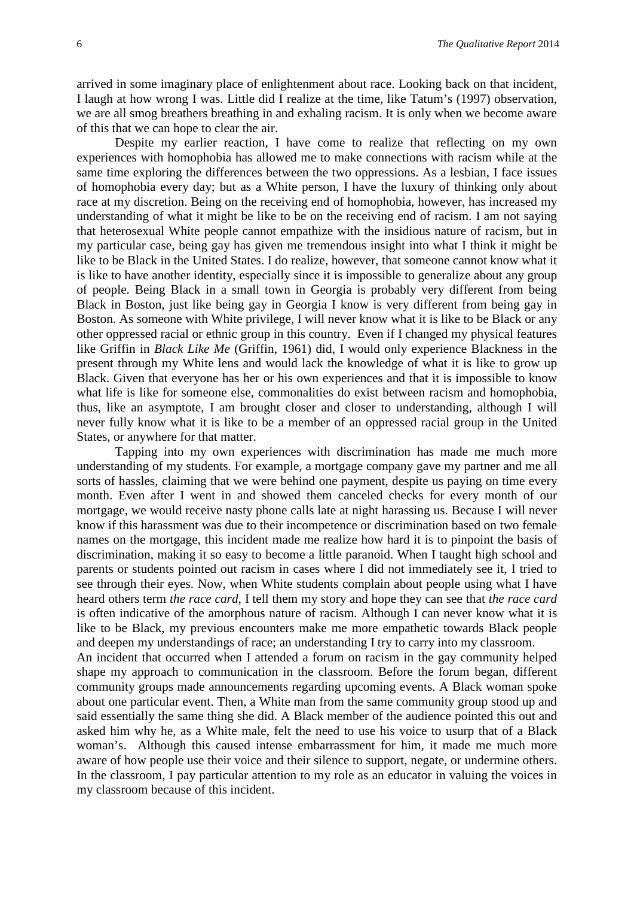arrived in some imaginary place of enlightenment about race. Looking back on that incident, I laugh at how wrong I was. Little did I realize at the time, like Tatum's (1997) observation, we are all smog breathers breathing in and exhaling racism. It is only when we become aware of this that we can hope to clear the air.

Despite my earlier reaction, I have come to realize that reflecting on my own experiences with homophobia has allowed me to make connections with racism while at the same time exploring the differences between the two oppressions. As a lesbian, I face issues of homophobia every day; but as a White person, I have the luxury of thinking only about race at my discretion. Being on the receiving end of homophobia, however, has increased my understanding of what it might be like to be on the receiving end of racism. I am not saying that heterosexual White people cannot empathize with the insidious nature of racism, but in my particular case, being gay has given me tremendous insight into what I think it might be like to be Black in the United States. I do realize, however, that someone cannot know what it is like to have another identity, especially since it is impossible to generalize about any group of people. Being Black in a small town in Georgia is probably very different from being Black in Boston, just like being gay in Georgia I know is very different from being gay in Boston. As someone with White privilege, I will never know what it is like to be Black or any other oppressed racial or ethnic group in this country. Even if I changed my physical features like Griffin in *Black Like Me* (Griffin, 1961) did, I would only experience Blackness in the present through my White lens and would lack the knowledge of what it is like to grow up Black. Given that everyone has her or his own experiences and that it is impossible to know what life is like for someone else, commonalities do exist between racism and homophobia, thus, like an asymptote, I am brought closer and closer to understanding, although I will never fully know what it is like to be a member of an oppressed racial group in the United States, or anywhere for that matter.

Tapping into my own experiences with discrimination has made me much more understanding of my students. For example, a mortgage company gave my partner and me all sorts of hassles, claiming that we were behind one payment, despite us paying on time every month. Even after I went in and showed them canceled checks for every month of our mortgage, we would receive nasty phone calls late at night harassing us. Because I will never know if this harassment was due to their incompetence or discrimination based on two female names on the mortgage, this incident made me realize how hard it is to pinpoint the basis of discrimination, making it so easy to become a little paranoid. When I taught high school and parents or students pointed out racism in cases where I did not immediately see it, I tried to see through their eyes. Now, when White students complain about people using what I have heard others term *the race card*, I tell them my story and hope they can see that *the race card* is often indicative of the amorphous nature of racism. Although I can never know what it is like to be Black, my previous encounters make me more empathetic towards Black people and deepen my understandings of race; an understanding I try to carry into my classroom.

An incident that occurred when I attended a forum on racism in the gay community helped shape my approach to communication in the classroom. Before the forum began, different community groups made announcements regarding upcoming events. A Black woman spoke about one particular event. Then, a White man from the same community group stood up and said essentially the same thing she did. A Black member of the audience pointed this out and asked him why he, as a White male, felt the need to use his voice to usurp that of a Black woman's. Although this caused intense embarrassment for him, it made me much more aware of how people use their voice and their silence to support, negate, or undermine others. In the classroom, I pay particular attention to my role as an educator in valuing the voices in my classroom because of this incident.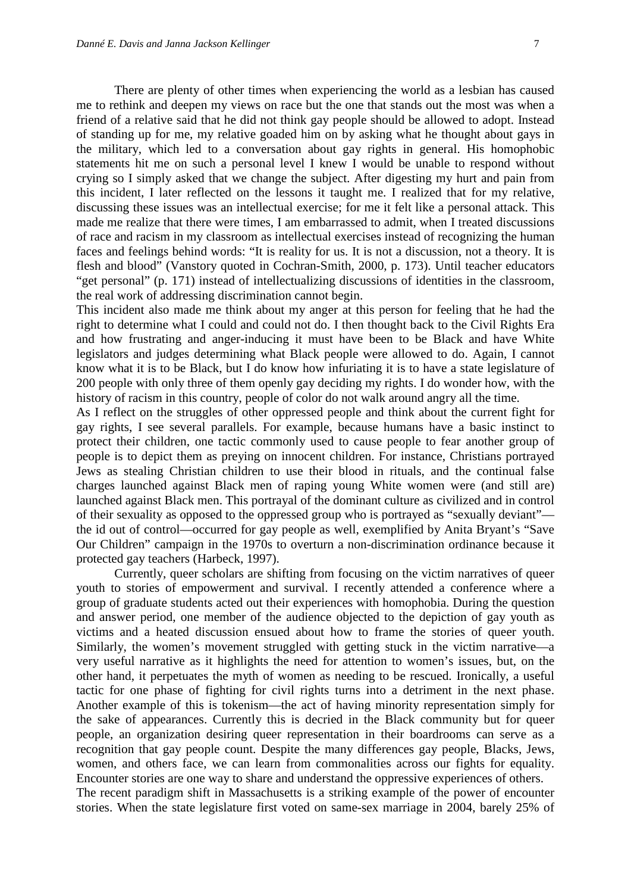There are plenty of other times when experiencing the world as a lesbian has caused me to rethink and deepen my views on race but the one that stands out the most was when a friend of a relative said that he did not think gay people should be allowed to adopt. Instead of standing up for me, my relative goaded him on by asking what he thought about gays in the military, which led to a conversation about gay rights in general. His homophobic statements hit me on such a personal level I knew I would be unable to respond without crying so I simply asked that we change the subject. After digesting my hurt and pain from this incident, I later reflected on the lessons it taught me. I realized that for my relative, discussing these issues was an intellectual exercise; for me it felt like a personal attack. This made me realize that there were times, I am embarrassed to admit, when I treated discussions of race and racism in my classroom as intellectual exercises instead of recognizing the human faces and feelings behind words: "It is reality for us. It is not a discussion, not a theory. It is flesh and blood" (Vanstory quoted in Cochran-Smith, 2000, p. 173). Until teacher educators "get personal" (p. 171) instead of intellectualizing discussions of identities in the classroom, the real work of addressing discrimination cannot begin.

This incident also made me think about my anger at this person for feeling that he had the right to determine what I could and could not do. I then thought back to the Civil Rights Era and how frustrating and anger-inducing it must have been to be Black and have White legislators and judges determining what Black people were allowed to do. Again, I cannot know what it is to be Black, but I do know how infuriating it is to have a state legislature of 200 people with only three of them openly gay deciding my rights. I do wonder how, with the history of racism in this country, people of color do not walk around angry all the time.

As I reflect on the struggles of other oppressed people and think about the current fight for gay rights, I see several parallels. For example, because humans have a basic instinct to protect their children, one tactic commonly used to cause people to fear another group of people is to depict them as preying on innocent children. For instance, Christians portrayed Jews as stealing Christian children to use their blood in rituals, and the continual false charges launched against Black men of raping young White women were (and still are) launched against Black men. This portrayal of the dominant culture as civilized and in control of their sexuality as opposed to the oppressed group who is portrayed as "sexually deviant"—the id out of control—occurred for gay people as well, exemplified by Anita Bryant's "Save Our Children" campaign in the 1970s to overturn a non-discrimination ordinance because it protected gay teachers (Harbeck, 1997).

Currently, queer scholars are shifting from focusing on the victim narratives of queer youth to stories of empowerment and survival. I recently attended a conference where a group of graduate students acted out their experiences with homophobia. During the question and answer period, one member of the audience objected to the depiction of gay youth as victims and a heated discussion ensued about how to frame the stories of queer youth. Similarly, the women's movement struggled with getting stuck in the victim narrative—a very useful narrative as it highlights the need for attention to women's issues, but, on the other hand, it perpetuates the myth of women as needing to be rescued. Ironically, a useful tactic for one phase of fighting for civil rights turns into a detriment in the next phase. Another example of this is tokenism—the act of having minority representation simply for the sake of appearances. Currently this is decried in the Black community but for queer people, an organization desiring queer representation in their boardrooms can serve as a recognition that gay people count. Despite the many differences gay people, Blacks, Jews, women, and others face, we can learn from commonalities across our fights for equality. Encounter stories are one way to share and understand the oppressive experiences of others.

The recent paradigm shift in Massachusetts is a striking example of the power of encounter stories. When the state legislature first voted on same-sex marriage in 2004, barely 25% of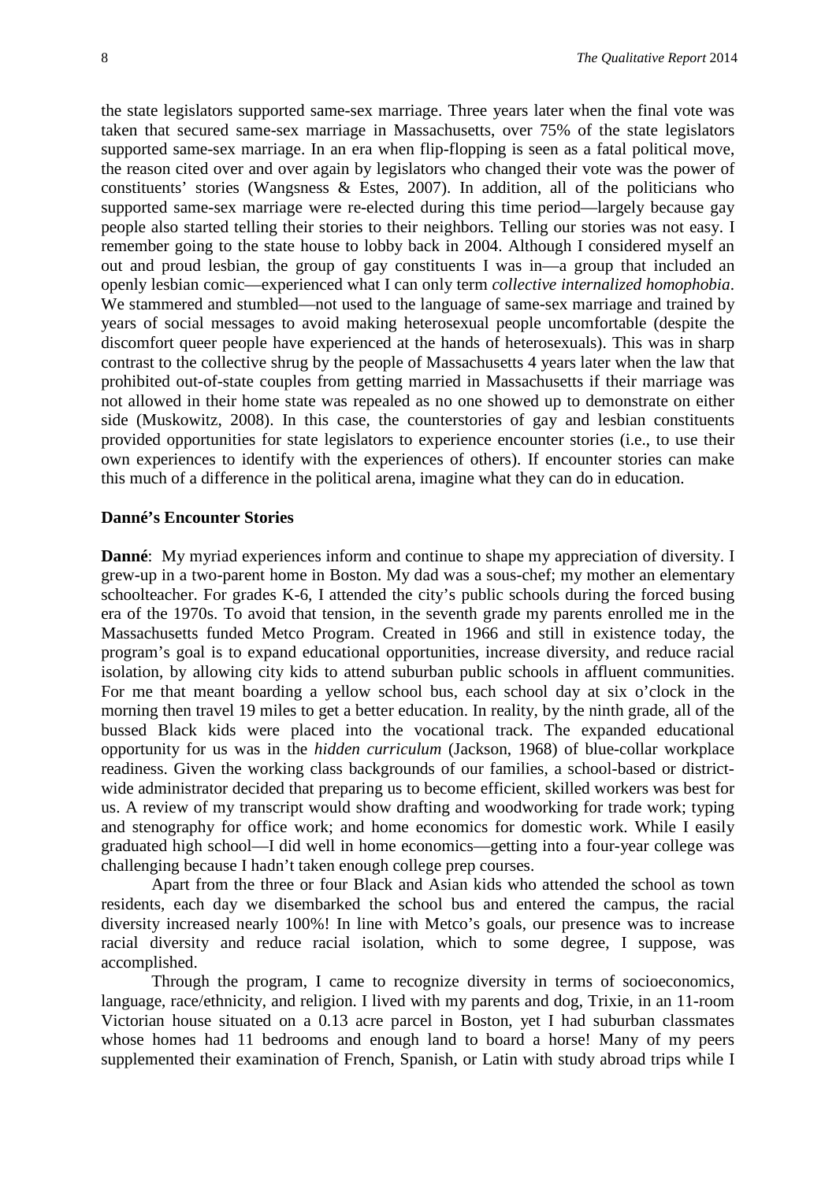the state legislators supported same-sex marriage. Three years later when the final vote was taken that secured same-sex marriage in Massachusetts, over 75% of the state legislators supported same-sex marriage. In an era when flip-flopping is seen as a fatal political move, the reason cited over and over again by legislators who changed their vote was the power of constituents' stories (Wangsness & Estes, 2007). In addition, all of the politicians who supported same-sex marriage were re-elected during this time period—largely because gay people also started telling their stories to their neighbors. Telling our stories was not easy. I remember going to the state house to lobby back in 2004. Although I considered myself an out and proud lesbian, the group of gay constituents I was in—a group that included an openly lesbian comic—experienced what I can only term *collective internalized homophobia*. We stammered and stumbled—not used to the language of same-sex marriage and trained by years of social messages to avoid making heterosexual people uncomfortable (despite the discomfort queer people have experienced at the hands of heterosexuals). This was in sharp contrast to the collective shrug by the people of Massachusetts 4 years later when the law that prohibited out-of-state couples from getting married in Massachusetts if their marriage was not allowed in their home state was repealed as no one showed up to demonstrate on either side (Muskowitz, 2008). In this case, the counterstories of gay and lesbian constituents provided opportunities for state legislators to experience encounter stories (i.e., to use their own experiences to identify with the experiences of others). If encounter stories can make this much of a difference in the political arena, imagine what they can do in education.

### Danné's Encounter Stories

**Danné**: My myriad experiences inform and continue to shape my appreciation of diversity. I grew-up in a two-parent home in Boston. My dad was a sous-chef; my mother an elementary schoolteacher. For grades K-6, I attended the city's public schools during the forced busing era of the 1970s. To avoid that tension, in the seventh grade my parents enrolled me in the Massachusetts funded Metco Program. Created in 1966 and still in existence today, the program's goal is to expand educational opportunities, increase diversity, and reduce racial isolation, by allowing city kids to attend suburban public schools in affluent communities. For me that meant boarding a yellow school bus, each school day at six o'clock in the morning then travel 19 miles to get a better education. In reality, by the ninth grade, all of the bussed Black kids were placed into the vocational track. The expanded educational opportunity for us was in the *hidden curriculum* (Jackson, 1968) of blue-collar workplace readiness. Given the working class backgrounds of our families, a school-based or district-wide administrator decided that preparing us to become efficient, skilled workers was best for us. A review of my transcript would show drafting and woodworking for trade work; typing and stenography for office work; and home economics for domestic work. While I easily graduated high school—I did well in home economics—getting into a four-year college was challenging because I hadn't taken enough college prep courses.

Apart from the three or four Black and Asian kids who attended the school as town residents, each day we disembarked the school bus and entered the campus, the racial diversity increased nearly 100%! In line with Metco's goals, our presence was to increase racial diversity and reduce racial isolation, which to some degree, I suppose, was accomplished.

Through the program, I came to recognize diversity in terms of socioeconomics, language, race/ethnicity, and religion. I lived with my parents and dog, Trixie, in an 11-room Victorian house situated on a 0.13 acre parcel in Boston, yet I had suburban classmates whose homes had 11 bedrooms and enough land to board a horse! Many of my peers supplemented their examination of French, Spanish, or Latin with study abroad trips while I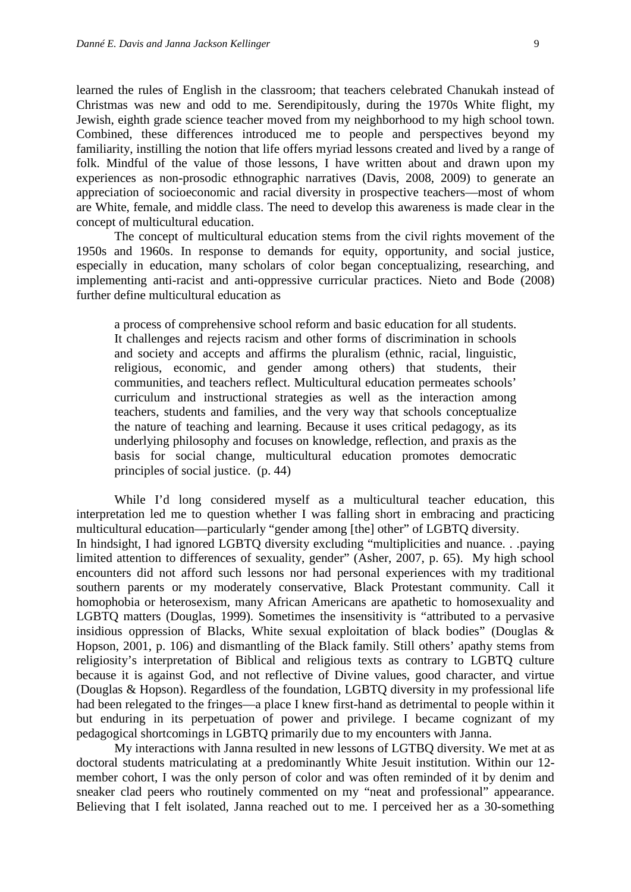learned the rules of English in the classroom; that teachers celebrated Chanukah instead of Christmas was new and odd to me. Serendipitously, during the 1970s White flight, my Jewish, eighth grade science teacher moved from my neighborhood to my high school town. Combined, these differences introduced me to people and perspectives beyond my familiarity, instilling the notion that life offers myriad lessons created and lived by a range of folk. Mindful of the value of those lessons, I have written about and drawn upon my experiences as non-prosodic ethnographic narratives (Davis, 2008, 2009) to generate an appreciation of socioeconomic and racial diversity in prospective teachers—most of whom are White, female, and middle class. The need to develop this awareness is made clear in the concept of multicultural education.

The concept of multicultural education stems from the civil rights movement of the 1950s and 1960s. In response to demands for equity, opportunity, and social justice, especially in education, many scholars of color began conceptualizing, researching, and implementing anti-racist and anti-oppressive curricular practices. Nieto and Bode (2008) further define multicultural education as

> a process of comprehensive school reform and basic education for all students. It challenges and rejects racism and other forms of discrimination in schools and society and accepts and affirms the pluralism (ethnic, racial, linguistic, religious, economic, and gender among others) that students, their communities, and teachers reflect. Multicultural education permeates schools' curriculum and instructional strategies as well as the interaction among teachers, students and families, and the very way that schools conceptualize the nature of teaching and learning. Because it uses critical pedagogy, as its underlying philosophy and focuses on knowledge, reflection, and praxis as the basis for social change, multicultural education promotes democratic principles of social justice. (p. 44)

While I'd long considered myself as a multicultural teacher education, this interpretation led me to question whether I was falling short in embracing and practicing multicultural education—particularly "gender among [the] other" of LGBTQ diversity. In hindsight, I had ignored LGBTQ diversity excluding "multiplicities and nuance. . .paying limited attention to differences of sexuality, gender" (Asher, 2007, p. 65). My high school encounters did not afford such lessons nor had personal experiences with my traditional southern parents or my moderately conservative, Black Protestant community. Call it homophobia or heterosexism, many African Americans are apathetic to homosexuality and LGBTQ matters (Douglas, 1999). Sometimes the insensitivity is "attributed to a pervasive insidious oppression of Blacks, White sexual exploitation of black bodies" (Douglas & Hopson, 2001, p. 106) and dismantling of the Black family. Still others' apathy stems from religiosity's interpretation of Biblical and religious texts as contrary to LGBTQ culture because it is against God, and not reflective of Divine values, good character, and virtue (Douglas & Hopson). Regardless of the foundation, LGBTQ diversity in my professional life had been relegated to the fringes—a place I knew first-hand as detrimental to people within it but enduring in its perpetuation of power and privilege. I became cognizant of my pedagogical shortcomings in LGBTQ primarily due to my encounters with Janna.

My interactions with Janna resulted in new lessons of LGTBQ diversity. We met at as doctoral students matriculating at a predominantly White Jesuit institution. Within our 12-member cohort, I was the only person of color and was often reminded of it by denim and sneaker clad peers who routinely commented on my "neat and professional" appearance. Believing that I felt isolated, Janna reached out to me. I perceived her as a 30-something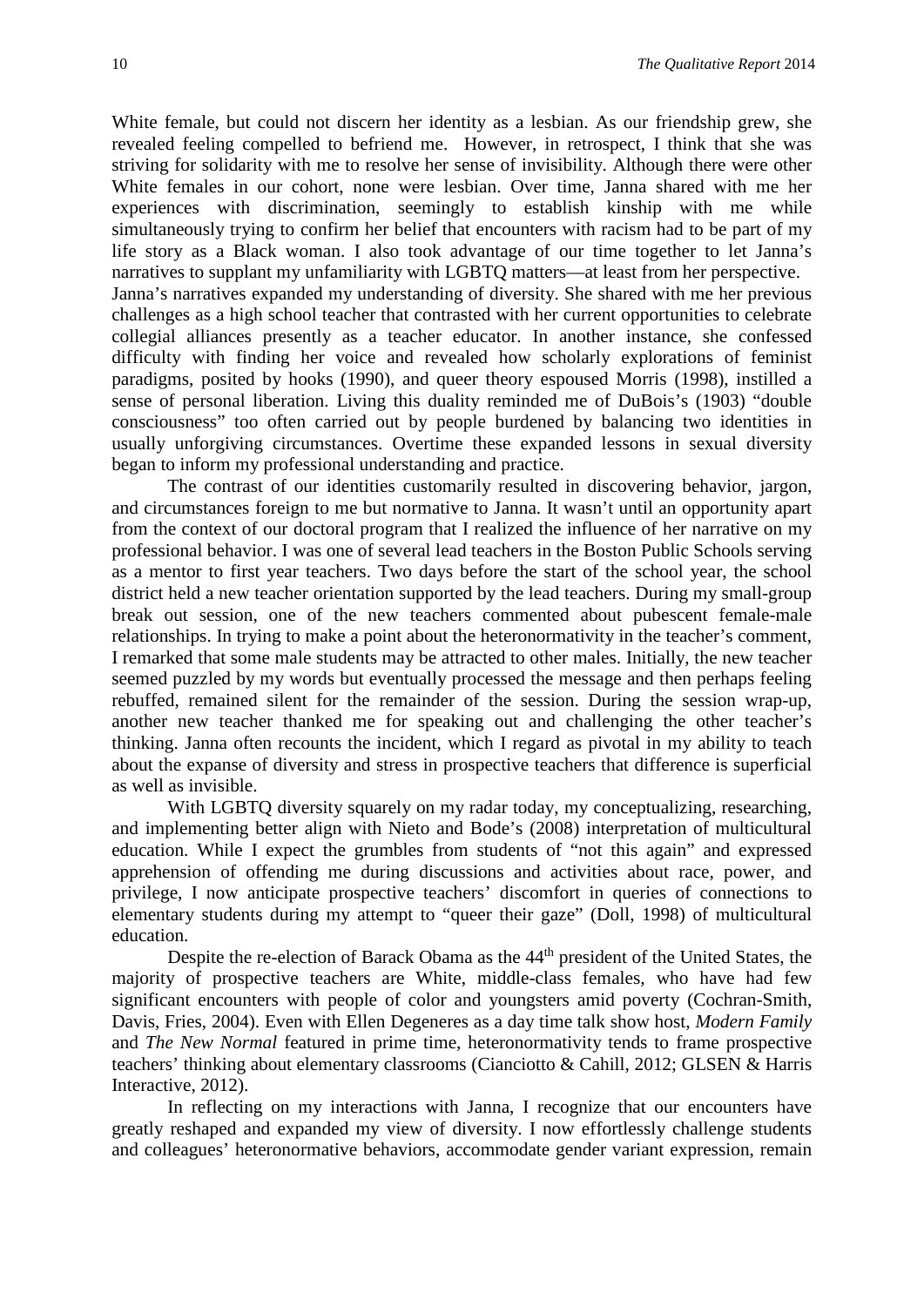White female, but could not discern her identity as a lesbian. As our friendship grew, she revealed feeling compelled to befriend me. However, in retrospect, I think that she was striving for solidarity with me to resolve her sense of invisibility. Although there were other White females in our cohort, none were lesbian. Over time, Janna shared with me her experiences with discrimination, seemingly to establish kinship with me while simultaneously trying to confirm her belief that encounters with racism had to be part of my life story as a Black woman. I also took advantage of our time together to let Janna's narratives to supplant my unfamiliarity with LGBTQ matters—at least from her perspective. Janna's narratives expanded my understanding of diversity. She shared with me her previous challenges as a high school teacher that contrasted with her current opportunities to celebrate collegial alliances presently as a teacher educator. In another instance, she confessed difficulty with finding her voice and revealed how scholarly explorations of feminist paradigms, posited by hooks (1990), and queer theory espoused Morris (1998), instilled a sense of personal liberation. Living this duality reminded me of DuBois's (1903) "double consciousness" too often carried out by people burdened by balancing two identities in usually unforgiving circumstances. Overtime these expanded lessons in sexual diversity began to inform my professional understanding and practice.

The contrast of our identities customarily resulted in discovering behavior, jargon, and circumstances foreign to me but normative to Janna. It wasn't until an opportunity apart from the context of our doctoral program that I realized the influence of her narrative on my professional behavior. I was one of several lead teachers in the Boston Public Schools serving as a mentor to first year teachers. Two days before the start of the school year, the school district held a new teacher orientation supported by the lead teachers. During my small-group break out session, one of the new teachers commented about pubescent female-male relationships. In trying to make a point about the heteronormativity in the teacher's comment, I remarked that some male students may be attracted to other males. Initially, the new teacher seemed puzzled by my words but eventually processed the message and then perhaps feeling rebuffed, remained silent for the remainder of the session. During the session wrap-up, another new teacher thanked me for speaking out and challenging the other teacher's thinking. Janna often recounts the incident, which I regard as pivotal in my ability to teach about the expanse of diversity and stress in prospective teachers that difference is superficial as well as invisible.

With LGBTQ diversity squarely on my radar today, my conceptualizing, researching, and implementing better align with Nieto and Bode's (2008) interpretation of multicultural education. While I expect the grumbles from students of "not this again" and expressed apprehension of offending me during discussions and activities about race, power, and privilege, I now anticipate prospective teachers' discomfort in queries of connections to elementary students during my attempt to "queer their gaze" (Doll, 1998) of multicultural education.

Despite the re-election of Barack Obama as the 44th president of the United States, the majority of prospective teachers are White, middle-class females, who have had few significant encounters with people of color and youngsters amid poverty (Cochran-Smith, Davis, Fries, 2004). Even with Ellen Degeneres as a day time talk show host, *Modern Family* and *The New Normal* featured in prime time, heteronormativity tends to frame prospective teachers' thinking about elementary classrooms (Cianciotto & Cahill, 2012; GLSEN & Harris Interactive, 2012).

In reflecting on my interactions with Janna, I recognize that our encounters have greatly reshaped and expanded my view of diversity. I now effortlessly challenge students and colleagues' heteronormative behaviors, accommodate gender variant expression, remain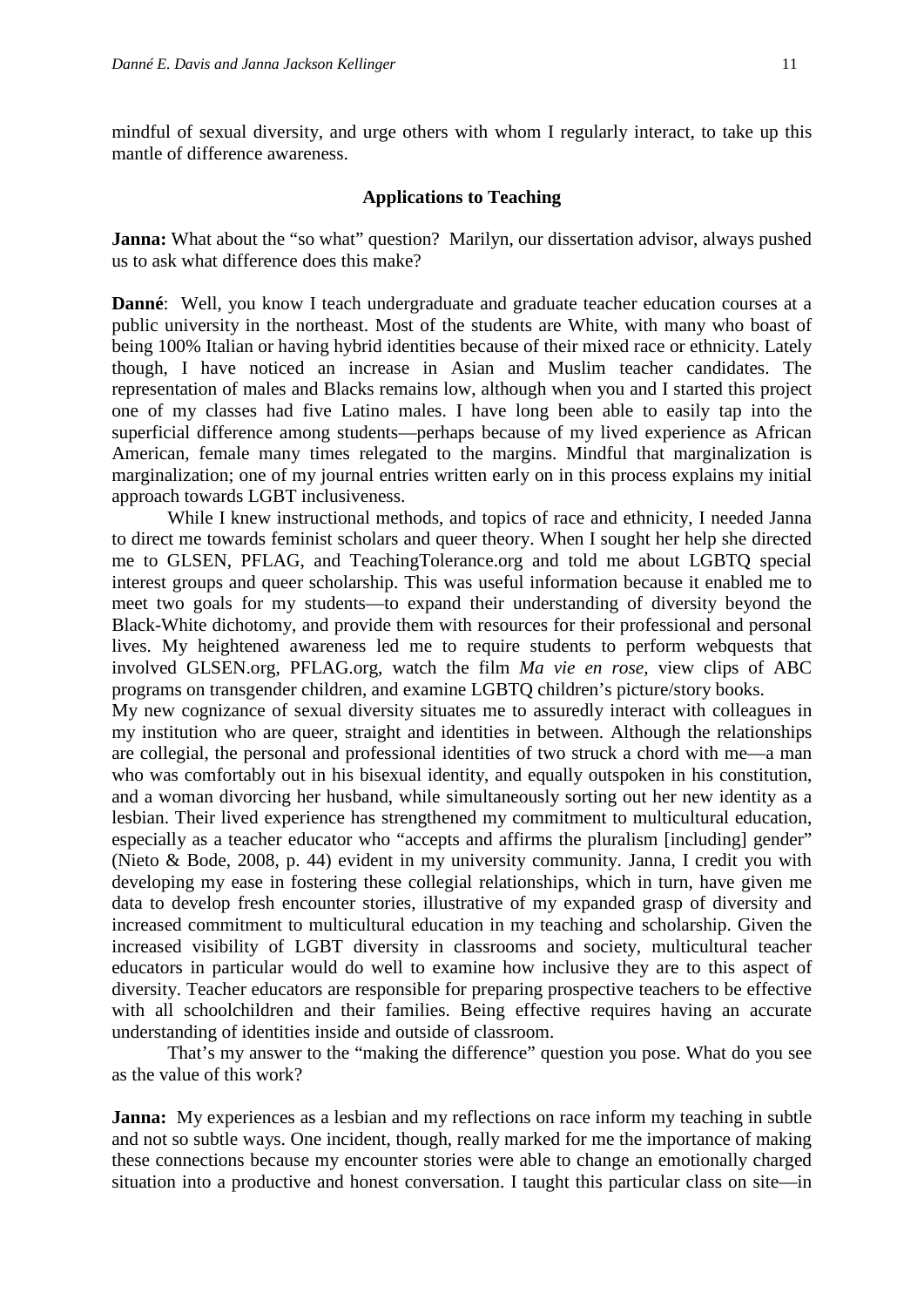mindful of sexual diversity, and urge others with whom I regularly interact, to take up this mantle of difference awareness.

### Applications to Teaching

**Janna:** What about the "so what" question? Marilyn, our dissertation advisor, always pushed us to ask what difference does this make?

**Danné**: Well, you know I teach undergraduate and graduate teacher education courses at a public university in the northeast. Most of the students are White, with many who boast of being 100% Italian or having hybrid identities because of their mixed race or ethnicity. Lately though, I have noticed an increase in Asian and Muslim teacher candidates. The representation of males and Blacks remains low, although when you and I started this project one of my classes had five Latino males. I have long been able to easily tap into the superficial difference among students—perhaps because of my lived experience as African American, female many times relegated to the margins. Mindful that marginalization is marginalization; one of my journal entries written early on in this process explains my initial approach towards LGBT inclusiveness.

While I knew instructional methods, and topics of race and ethnicity, I needed Janna to direct me towards feminist scholars and queer theory. When I sought her help she directed me to GLSEN, PFLAG, and TeachingTolerance.org and told me about LGBTQ special interest groups and queer scholarship. This was useful information because it enabled me to meet two goals for my students—to expand their understanding of diversity beyond the Black-White dichotomy, and provide them with resources for their professional and personal lives. My heightened awareness led me to require students to perform webquests that involved GLSEN.org, PFLAG.org, watch the film *Ma vie en rose*, view clips of ABC programs on transgender children, and examine LGBTQ children's picture/story books.

My new cognizance of sexual diversity situates me to assuredly interact with colleagues in my institution who are queer, straight and identities in between. Although the relationships are collegial, the personal and professional identities of two struck a chord with me—a man who was comfortably out in his bisexual identity, and equally outspoken in his constitution, and a woman divorcing her husband, while simultaneously sorting out her new identity as a lesbian. Their lived experience has strengthened my commitment to multicultural education, especially as a teacher educator who "accepts and affirms the pluralism [including] gender" (Nieto & Bode, 2008, p. 44) evident in my university community. Janna, I credit you with developing my ease in fostering these collegial relationships, which in turn, have given me data to develop fresh encounter stories, illustrative of my expanded grasp of diversity and increased commitment to multicultural education in my teaching and scholarship. Given the increased visibility of LGBT diversity in classrooms and society, multicultural teacher educators in particular would do well to examine how inclusive they are to this aspect of diversity. Teacher educators are responsible for preparing prospective teachers to be effective with all schoolchildren and their families. Being effective requires having an accurate understanding of identities inside and outside of classroom.

That's my answer to the "making the difference" question you pose. What do you see as the value of this work?

**Janna:** My experiences as a lesbian and my reflections on race inform my teaching in subtle and not so subtle ways. One incident, though, really marked for me the importance of making these connections because my encounter stories were able to change an emotionally charged situation into a productive and honest conversation. I taught this particular class on site—in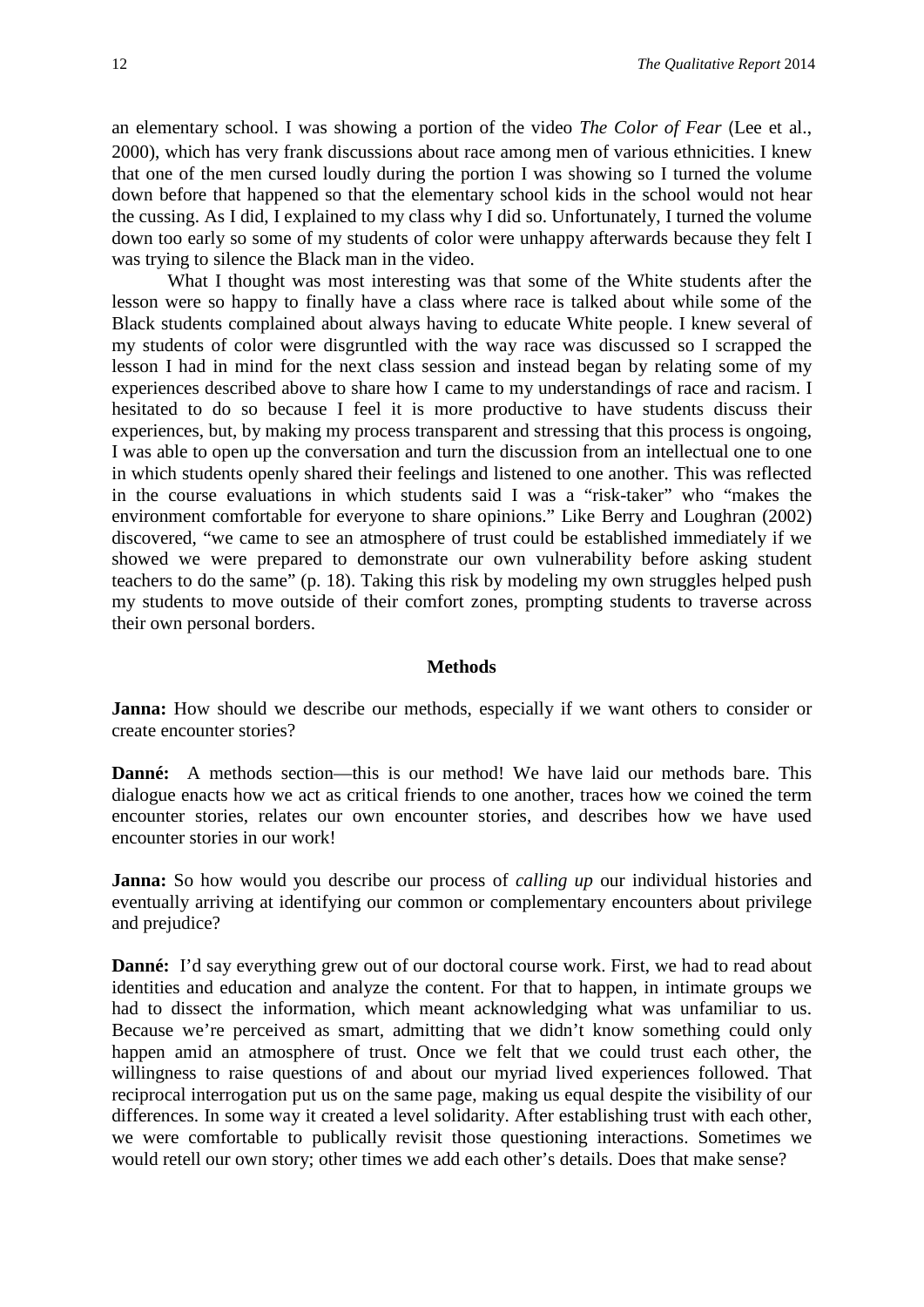an elementary school. I was showing a portion of the video *The Color of Fear* (Lee et al., 2000), which has very frank discussions about race among men of various ethnicities. I knew that one of the men cursed loudly during the portion I was showing so I turned the volume down before that happened so that the elementary school kids in the school would not hear the cussing. As I did, I explained to my class why I did so. Unfortunately, I turned the volume down too early so some of my students of color were unhappy afterwards because they felt I was trying to silence the Black man in the video.

What I thought was most interesting was that some of the White students after the lesson were so happy to finally have a class where race is talked about while some of the Black students complained about always having to educate White people. I knew several of my students of color were disgruntled with the way race was discussed so I scrapped the lesson I had in mind for the next class session and instead began by relating some of my experiences described above to share how I came to my understandings of race and racism. I hesitated to do so because I feel it is more productive to have students discuss their experiences, but, by making my process transparent and stressing that this process is ongoing, I was able to open up the conversation and turn the discussion from an intellectual one to one in which students openly shared their feelings and listened to one another. This was reflected in the course evaluations in which students said I was a "risk-taker" who "makes the environment comfortable for everyone to share opinions." Like Berry and Loughran (2002) discovered, "we came to see an atmosphere of trust could be established immediately if we showed we were prepared to demonstrate our own vulnerability before asking student teachers to do the same" (p. 18). Taking this risk by modeling my own struggles helped push my students to move outside of their comfort zones, prompting students to traverse across their own personal borders.

## Methods

**Janna:** How should we describe our methods, especially if we want others to consider or create encounter stories?

**Danné:** A methods section—this is our method! We have laid our methods bare. This dialogue enacts how we act as critical friends to one another, traces how we coined the term encounter stories, relates our own encounter stories, and describes how we have used encounter stories in our work!

**Janna:** So how would you describe our process of *calling up* our individual histories and eventually arriving at identifying our common or complementary encounters about privilege and prejudice?

**Danné:** I'd say everything grew out of our doctoral course work. First, we had to read about identities and education and analyze the content. For that to happen, in intimate groups we had to dissect the information, which meant acknowledging what was unfamiliar to us. Because we're perceived as smart, admitting that we didn't know something could only happen amid an atmosphere of trust. Once we felt that we could trust each other, the willingness to raise questions of and about our myriad lived experiences followed. That reciprocal interrogation put us on the same page, making us equal despite the visibility of our differences. In some way it created a level solidarity. After establishing trust with each other, we were comfortable to publically revisit those questioning interactions. Sometimes we would retell our own story; other times we add each other's details. Does that make sense?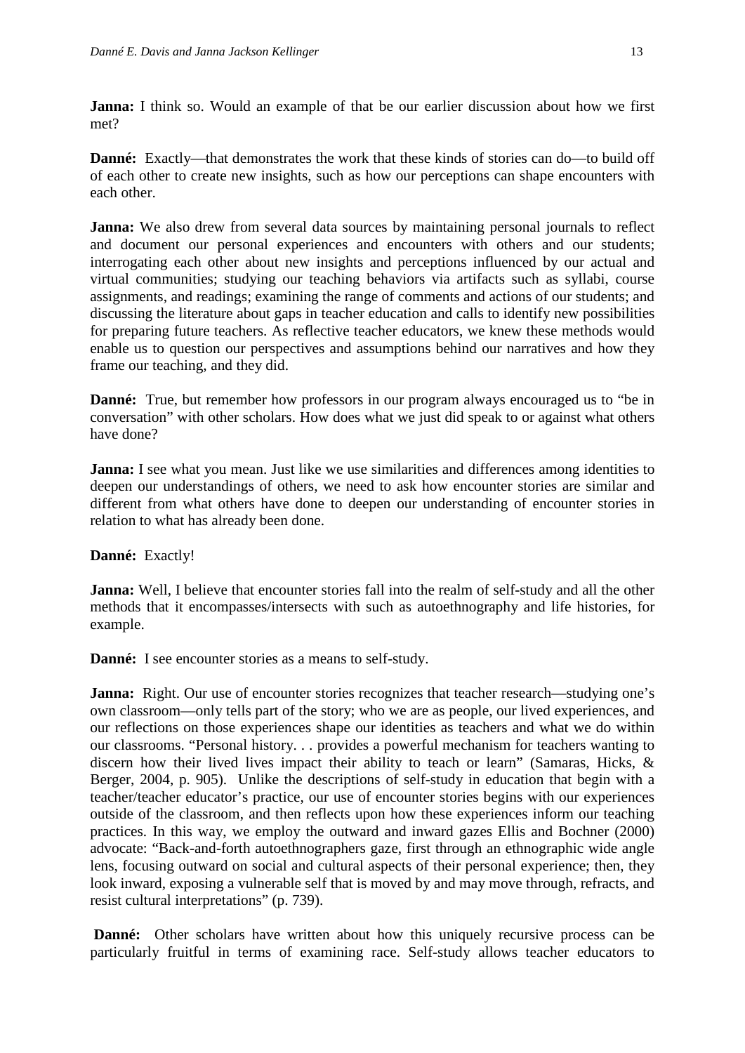**Janna:** I think so. Would an example of that be our earlier discussion about how we first met?

**Danné:** Exactly—that demonstrates the work that these kinds of stories can do—to build off of each other to create new insights, such as how our perceptions can shape encounters with each other.

**Janna:** We also drew from several data sources by maintaining personal journals to reflect and document our personal experiences and encounters with others and our students; interrogating each other about new insights and perceptions influenced by our actual and virtual communities; studying our teaching behaviors via artifacts such as syllabi, course assignments, and readings; examining the range of comments and actions of our students; and discussing the literature about gaps in teacher education and calls to identify new possibilities for preparing future teachers. As reflective teacher educators, we knew these methods would enable us to question our perspectives and assumptions behind our narratives and how they frame our teaching, and they did.

**Danné:** True, but remember how professors in our program always encouraged us to "be in conversation" with other scholars. How does what we just did speak to or against what others have done?

**Janna:** I see what you mean. Just like we use similarities and differences among identities to deepen our understandings of others, we need to ask how encounter stories are similar and different from what others have done to deepen our understanding of encounter stories in relation to what has already been done.

**Danné:** Exactly!

**Janna:** Well, I believe that encounter stories fall into the realm of self-study and all the other methods that it encompasses/intersects with such as autoethnography and life histories, for example.

**Danné:** I see encounter stories as a means to self-study.

**Janna:** Right. Our use of encounter stories recognizes that teacher research—studying one's own classroom—only tells part of the story; who we are as people, our lived experiences, and our reflections on those experiences shape our identities as teachers and what we do within our classrooms. "Personal history. . . provides a powerful mechanism for teachers wanting to discern how their lived lives impact their ability to teach or learn" (Samaras, Hicks, & Berger, 2004, p. 905). Unlike the descriptions of self-study in education that begin with a teacher/teacher educator's practice, our use of encounter stories begins with our experiences outside of the classroom, and then reflects upon how these experiences inform our teaching practices. In this way, we employ the outward and inward gazes Ellis and Bochner (2000) advocate: "Back-and-forth autoethnographers gaze, first through an ethnographic wide angle lens, focusing outward on social and cultural aspects of their personal experience; then, they look inward, exposing a vulnerable self that is moved by and may move through, refracts, and resist cultural interpretations" (p. 739).

**Danné:** Other scholars have written about how this uniquely recursive process can be particularly fruitful in terms of examining race. Self-study allows teacher educators to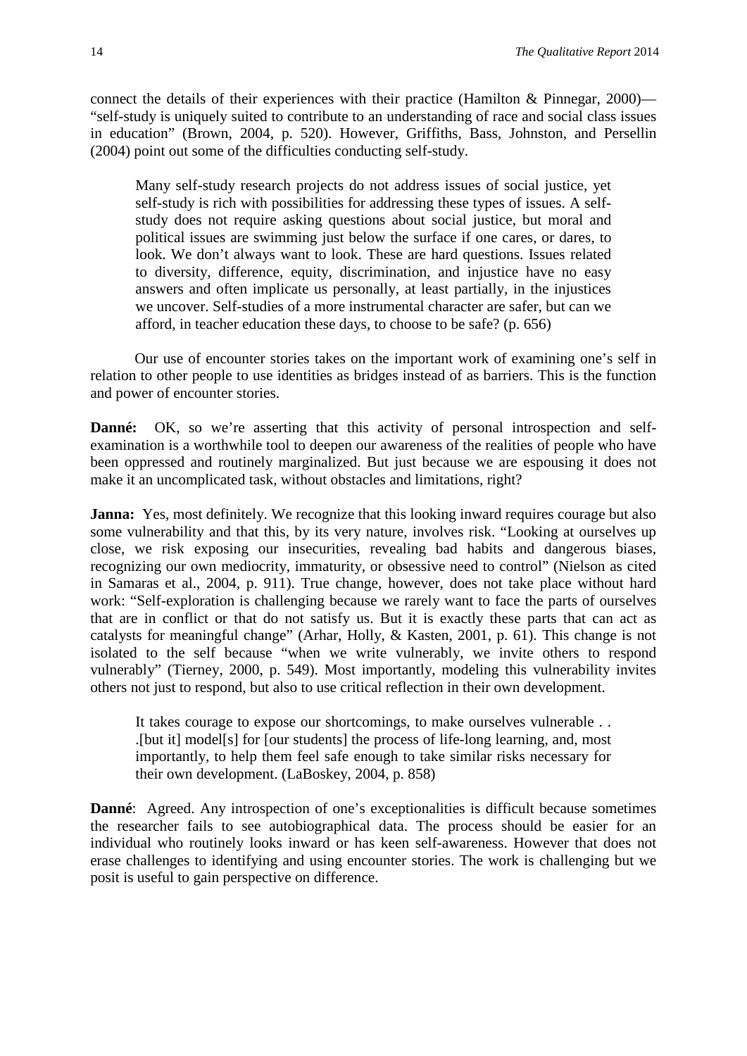connect the details of their experiences with their practice (Hamilton & Pinnegar, 2000)—"self-study is uniquely suited to contribute to an understanding of race and social class issues in education" (Brown, 2004, p. 520). However, Griffiths, Bass, Johnston, and Persellin (2004) point out some of the difficulties conducting self-study.

> Many self-study research projects do not address issues of social justice, yet self-study is rich with possibilities for addressing these types of issues. A self-study does not require asking questions about social justice, but moral and political issues are swimming just below the surface if one cares, or dares, to look. We don't always want to look. These are hard questions. Issues related to diversity, difference, equity, discrimination, and injustice have no easy answers and often implicate us personally, at least partially, in the injustices we uncover. Self-studies of a more instrumental character are safer, but can we afford, in teacher education these days, to choose to be safe? (p. 656)

Our use of encounter stories takes on the important work of examining one's self in relation to other people to use identities as bridges instead of as barriers. This is the function and power of encounter stories.

**Danné:** OK, so we're asserting that this activity of personal introspection and self-examination is a worthwhile tool to deepen our awareness of the realities of people who have been oppressed and routinely marginalized. But just because we are espousing it does not make it an uncomplicated task, without obstacles and limitations, right?

**Janna:** Yes, most definitely. We recognize that this looking inward requires courage but also some vulnerability and that this, by its very nature, involves risk. "Looking at ourselves up close, we risk exposing our insecurities, revealing bad habits and dangerous biases, recognizing our own mediocrity, immaturity, or obsessive need to control" (Nielson as cited in Samaras et al., 2004, p. 911). True change, however, does not take place without hard work: "Self-exploration is challenging because we rarely want to face the parts of ourselves that are in conflict or that do not satisfy us. But it is exactly these parts that can act as catalysts for meaningful change" (Arhar, Holly, & Kasten, 2001, p. 61). This change is not isolated to the self because "when we write vulnerably, we invite others to respond vulnerably" (Tierney, 2000, p. 549). Most importantly, modeling this vulnerability invites others not just to respond, but also to use critical reflection in their own development.

> It takes courage to expose our shortcomings, to make ourselves vulnerable . . .[but it] model[s] for [our students] the process of life-long learning, and, most importantly, to help them feel safe enough to take similar risks necessary for their own development. (LaBoskey, 2004, p. 858)

**Danné**: Agreed. Any introspection of one's exceptionalities is difficult because sometimes the researcher fails to see autobiographical data. The process should be easier for an individual who routinely looks inward or has keen self-awareness. However that does not erase challenges to identifying and using encounter stories. The work is challenging but we posit is useful to gain perspective on difference.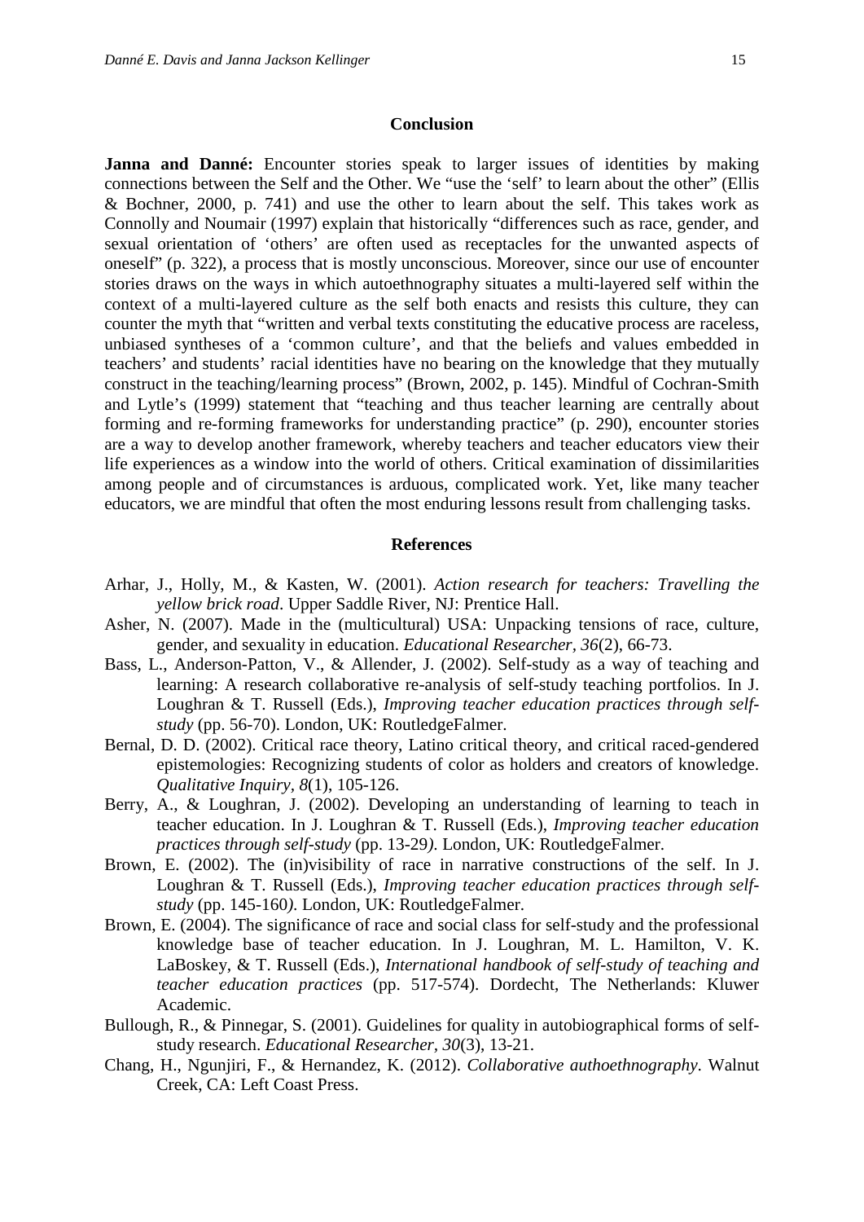## Conclusion

**Janna and Danné:** Encounter stories speak to larger issues of identities by making connections between the Self and the Other. We "use the 'self' to learn about the other" (Ellis & Bochner, 2000, p. 741) and use the other to learn about the self. This takes work as Connolly and Noumair (1997) explain that historically "differences such as race, gender, and sexual orientation of 'others' are often used as receptacles for the unwanted aspects of oneself" (p. 322), a process that is mostly unconscious. Moreover, since our use of encounter stories draws on the ways in which autoethnography situates a multi-layered self within the context of a multi-layered culture as the self both enacts and resists this culture, they can counter the myth that "written and verbal texts constituting the educative process are raceless, unbiased syntheses of a 'common culture', and that the beliefs and values embedded in teachers' and students' racial identities have no bearing on the knowledge that they mutually construct in the teaching/learning process" (Brown, 2002, p. 145). Mindful of Cochran-Smith and Lytle's (1999) statement that "teaching and thus teacher learning are centrally about forming and re-forming frameworks for understanding practice" (p. 290), encounter stories are a way to develop another framework, whereby teachers and teacher educators view their life experiences as a window into the world of others. Critical examination of dissimilarities among people and of circumstances is arduous, complicated work. Yet, like many teacher educators, we are mindful that often the most enduring lessons result from challenging tasks.

## References

Arhar, J., Holly, M., & Kasten, W. (2001). *Action research for teachers: Travelling the yellow brick road*. Upper Saddle River, NJ: Prentice Hall.

Asher, N. (2007). Made in the (multicultural) USA: Unpacking tensions of race, culture, gender, and sexuality in education. *Educational Researcher, 36*(2), 66-73.

Bass, L., Anderson-Patton, V., & Allender, J. (2002). Self-study as a way of teaching and learning: A research collaborative re-analysis of self-study teaching portfolios. In J. Loughran & T. Russell (Eds.), *Improving teacher education practices through self-study* (pp. 56-70). London, UK: RoutledgeFalmer.

Bernal, D. D. (2002). Critical race theory, Latino critical theory, and critical raced-gendered epistemologies: Recognizing students of color as holders and creators of knowledge. *Qualitative Inquiry, 8*(1), 105-126.

Berry, A., & Loughran, J. (2002). Developing an understanding of learning to teach in teacher education. In J. Loughran & T. Russell (Eds.), *Improving teacher education practices through self-study* (pp. 13-29*)*. London, UK: RoutledgeFalmer.

Brown, E. (2002). The (in)visibility of race in narrative constructions of the self. In J. Loughran & T. Russell (Eds.), *Improving teacher education practices through self-study* (pp. 145-160*)*. London, UK: RoutledgeFalmer.

Brown, E. (2004). The significance of race and social class for self-study and the professional knowledge base of teacher education. In J. Loughran, M. L. Hamilton, V. K. LaBoskey, & T. Russell (Eds.), *International handbook of self-study of teaching and teacher education practices* (pp. 517-574). Dordecht, The Netherlands: Kluwer Academic.

Bullough, R., & Pinnegar, S. (2001). Guidelines for quality in autobiographical forms of self-study research. *Educational Researcher, 30*(3), 13-21.

Chang, H., Ngunjiri, F., & Hernandez, K. (2012). *Collaborative authoethnography*. Walnut Creek, CA: Left Coast Press.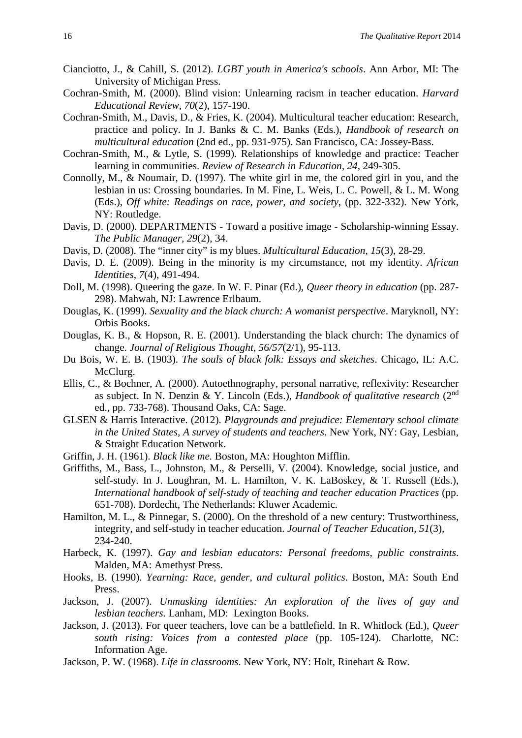Cianciotto, J., & Cahill, S. (2012). *LGBT youth in America's schools*. Ann Arbor, MI: The University of Michigan Press.

Cochran-Smith, M. (2000). Blind vision: Unlearning racism in teacher education. *Harvard Educational Review, 70*(2), 157-190.

Cochran-Smith, M., Davis, D., & Fries, K. (2004). Multicultural teacher education: Research, practice and policy. In J. Banks & C. M. Banks (Eds.), *Handbook of research on multicultural education* (2nd ed., pp. 931-975). San Francisco, CA: Jossey-Bass.

Cochran-Smith, M., & Lytle, S. (1999). Relationships of knowledge and practice: Teacher learning in communities. *Review of Research in Education, 24*, 249-305.

Connolly, M., & Noumair, D. (1997). The white girl in me, the colored girl in you, and the lesbian in us: Crossing boundaries. In M. Fine, L. Weis, L. C. Powell, & L. M. Wong (Eds.), *Off white: Readings on race, power, and society*, (pp. 322-332). New York, NY: Routledge.

Davis, D. (2000). DEPARTMENTS - Toward a positive image - Scholarship-winning Essay. *The Public Manager, 29*(2), 34.

Davis, D. (2008). The "inner city" is my blues. *Multicultural Education, 15*(3), 28-29.

Davis, D. E. (2009). Being in the minority is my circumstance, not my identity. *African Identities, 7*(4), 491-494.

Doll, M. (1998). Queering the gaze. In W. F. Pinar (Ed.), *Queer theory in education* (pp. 287-298). Mahwah, NJ: Lawrence Erlbaum.

Douglas, K. (1999). *Sexuality and the black church: A womanist perspective*. Maryknoll, NY: Orbis Books.

Douglas, K. B., & Hopson, R. E. (2001). Understanding the black church: The dynamics of change. *Journal of Religious Thought, 56/57*(2/1), 95-113.

Du Bois, W. E. B. (1903). *The souls of black folk: Essays and sketches*. Chicago, IL: A.C. McClurg.

Ellis, C., & Bochner, A. (2000). Autoethnography, personal narrative, reflexivity: Researcher as subject. In N. Denzin & Y. Lincoln (Eds.), *Handbook of qualitative research* (2nd ed., pp. 733-768). Thousand Oaks, CA: Sage.

GLSEN & Harris Interactive. (2012). *Playgrounds and prejudice: Elementary school climate in the United States, A survey of students and teachers*. New York, NY: Gay, Lesbian, & Straight Education Network.

Griffin, J. H. (1961). *Black like me.* Boston, MA: Houghton Mifflin.

Griffiths, M., Bass, L., Johnston, M., & Perselli, V. (2004). Knowledge, social justice, and self-study. In J. Loughran, M. L. Hamilton, V. K. LaBoskey, & T. Russell (Eds.), *International handbook of self-study of teaching and teacher education Practices* (pp. 651-708). Dordecht, The Netherlands: Kluwer Academic.

Hamilton, M. L., & Pinnegar, S. (2000). On the threshold of a new century: Trustworthiness, integrity, and self-study in teacher education. *Journal of Teacher Education, 51*(3), 234-240.

Harbeck, K. (1997). *Gay and lesbian educators: Personal freedoms, public constraints*. Malden, MA: Amethyst Press.

Hooks, B. (1990). *Yearning: Race, gender, and cultural politics*. Boston, MA: South End Press.

Jackson, J. (2007). *Unmasking identities: An exploration of the lives of gay and lesbian teachers.* Lanham, MD: Lexington Books.

Jackson, J. (2013). For queer teachers, love can be a battlefield. In R. Whitlock (Ed.), *Queer south rising: Voices from a contested place* (pp. 105-124). Charlotte, NC: Information Age.

Jackson, P. W. (1968). *Life in classrooms*. New York, NY: Holt, Rinehart & Row.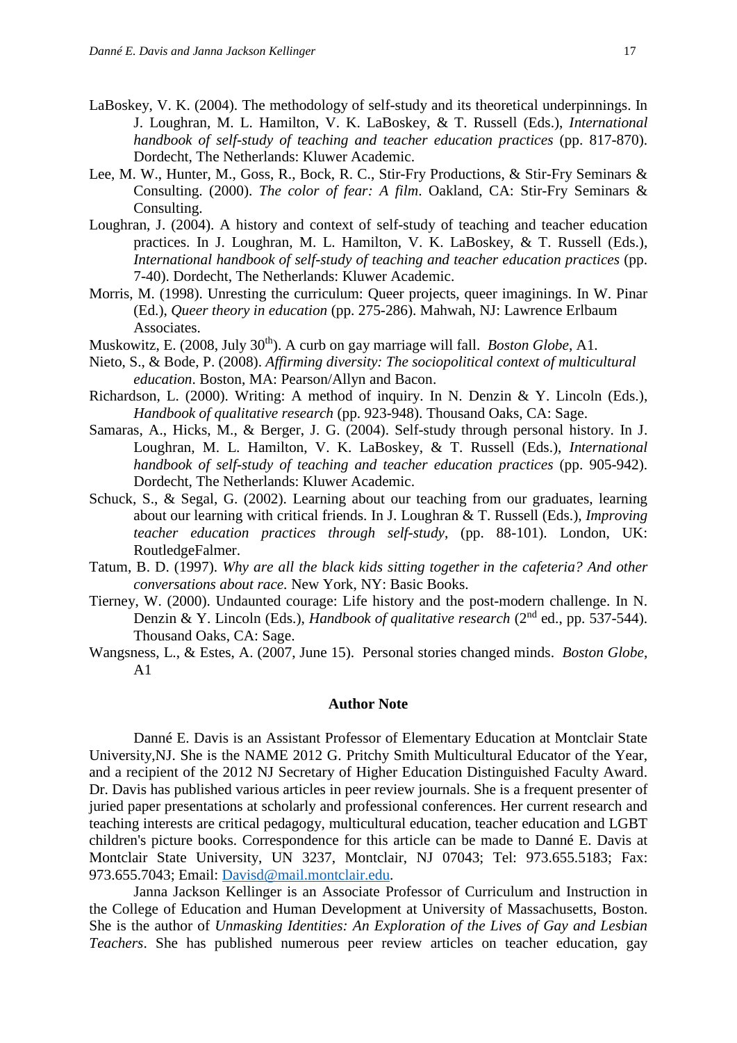LaBoskey, V. K. (2004). The methodology of self-study and its theoretical underpinnings. In J. Loughran, M. L. Hamilton, V. K. LaBoskey, & T. Russell (Eds.), *International handbook of self-study of teaching and teacher education practices* (pp. 817-870). Dordecht, The Netherlands: Kluwer Academic.

Lee, M. W., Hunter, M., Goss, R., Bock, R. C., Stir-Fry Productions, & Stir-Fry Seminars & Consulting. (2000). *The color of fear: A film*. Oakland, CA: Stir-Fry Seminars & Consulting.

Loughran, J. (2004). A history and context of self-study of teaching and teacher education practices. In J. Loughran, M. L. Hamilton, V. K. LaBoskey, & T. Russell (Eds.), *International handbook of self-study of teaching and teacher education practices* (pp. 7-40). Dordecht, The Netherlands: Kluwer Academic.

Morris, M. (1998). Unresting the curriculum: Queer projects, queer imaginings. In W. Pinar (Ed.), *Queer theory in education* (pp. 275-286). Mahwah, NJ: Lawrence Erlbaum Associates.

Muskowitz, E. (2008, July 30th). A curb on gay marriage will fall. *Boston Globe*, A1.

Nieto, S., & Bode, P. (2008). *Affirming diversity: The sociopolitical context of multicultural education*. Boston, MA: Pearson/Allyn and Bacon.

Richardson, L. (2000). Writing: A method of inquiry. In N. Denzin & Y. Lincoln (Eds.), *Handbook of qualitative research* (pp. 923-948). Thousand Oaks, CA: Sage.

Samaras, A., Hicks, M., & Berger, J. G. (2004). Self-study through personal history. In J. Loughran, M. L. Hamilton, V. K. LaBoskey, & T. Russell (Eds.), *International handbook of self-study of teaching and teacher education practices* (pp. 905-942). Dordecht, The Netherlands: Kluwer Academic.

Schuck, S., & Segal, G. (2002). Learning about our teaching from our graduates, learning about our learning with critical friends. In J. Loughran & T. Russell (Eds.), *Improving teacher education practices through self-study*, (pp. 88-101). London, UK: RoutledgeFalmer.

Tatum, B. D. (1997). *Why are all the black kids sitting together in the cafeteria? And other conversations about race*. New York, NY: Basic Books.

Tierney, W. (2000). Undaunted courage: Life history and the post-modern challenge. In N. Denzin & Y. Lincoln (Eds.), *Handbook of qualitative research* (2nd ed., pp. 537-544). Thousand Oaks, CA: Sage.

Wangsness, L., & Estes, A. (2007, June 15). Personal stories changed minds. *Boston Globe*, A1

## Author Note

Danné E. Davis is an Assistant Professor of Elementary Education at Montclair State University,NJ. She is the NAME 2012 G. Pritchy Smith Multicultural Educator of the Year, and a recipient of the 2012 NJ Secretary of Higher Education Distinguished Faculty Award. Dr. Davis has published various articles in peer review journals. She is a frequent presenter of juried paper presentations at scholarly and professional conferences. Her current research and teaching interests are critical pedagogy, multicultural education, teacher education and LGBT children's picture books. Correspondence for this article can be made to Danné E. Davis at Montclair State University, UN 3237, Montclair, NJ 07043; Tel: 973.655.5183; Fax: 973.655.7043; Email: Davisd@mail.montclair.edu.

Janna Jackson Kellinger is an Associate Professor of Curriculum and Instruction in the College of Education and Human Development at University of Massachusetts, Boston. She is the author of *Unmasking Identities: An Exploration of the Lives of Gay and Lesbian Teachers*. She has published numerous peer review articles on teacher education, gay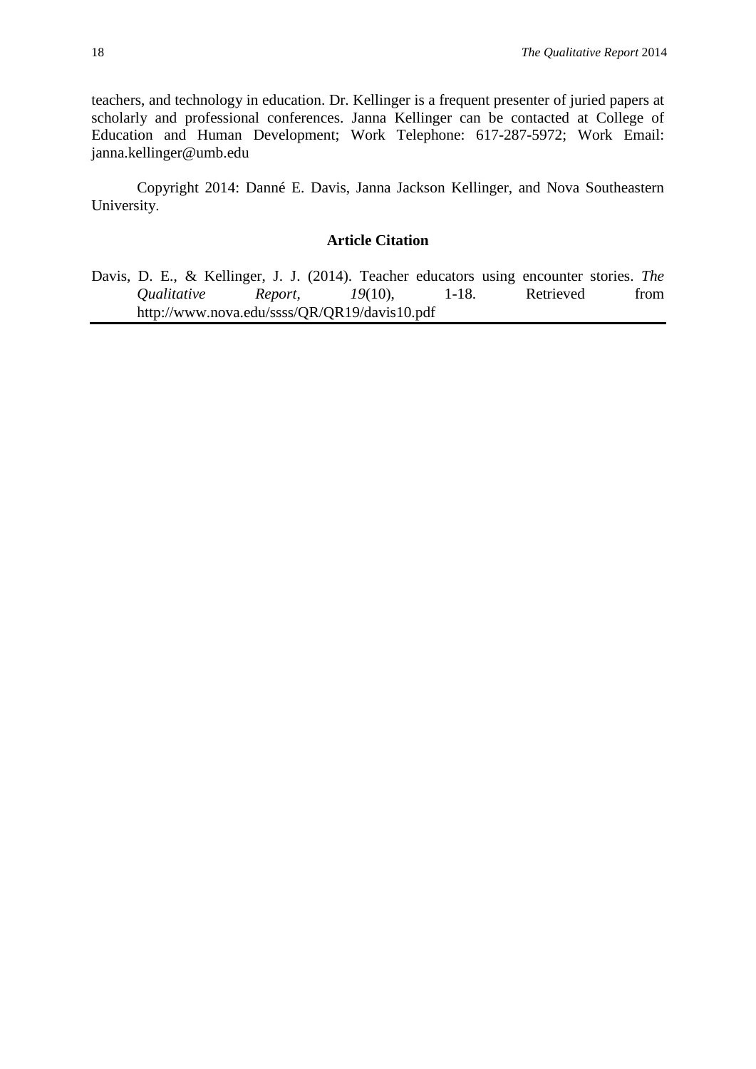teachers, and technology in education. Dr. Kellinger is a frequent presenter of juried papers at scholarly and professional conferences. Janna Kellinger can be contacted at College of Education and Human Development; Work Telephone: 617-287-5972; Work Email: janna.kellinger@umb.edu

Copyright 2014: Danné E. Davis, Janna Jackson Kellinger, and Nova Southeastern University.

## Article Citation

Davis, D. E., & Kellinger, J. J. (2014). Teacher educators using encounter stories. *The Qualitative Report, 19*(10), 1-18. Retrieved from http://www.nova.edu/ssss/QR/QR19/davis10.pdf